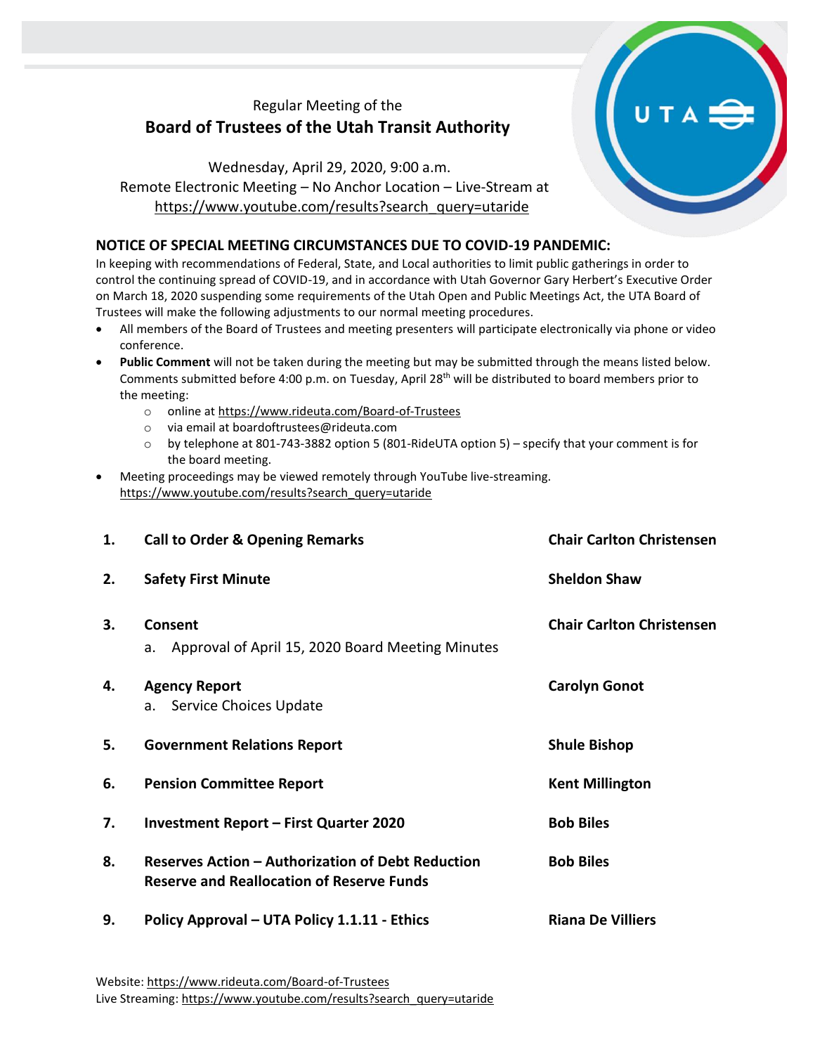Regular Meeting of the

# Board of Trustees of the Utah Transit Authority

Wednesday, April 29, 2020, 9:00 a.m.
Remote Electronic Meeting – No Anchor Location – Live-Stream at
https://www.youtube.com/results?search_query=utaride

## NOTICE OF SPECIAL MEETING CIRCUMSTANCES DUE TO COVID-19 PANDEMIC:

In keeping with recommendations of Federal, State, and Local authorities to limit public gatherings in order to control the continuing spread of COVID-19, and in accordance with Utah Governor Gary Herbert's Executive Order on March 18, 2020 suspending some requirements of the Utah Open and Public Meetings Act, the UTA Board of Trustees will make the following adjustments to our normal meeting procedures.

- All members of the Board of Trustees and meeting presenters will participate electronically via phone or video conference.
- **Public Comment** will not be taken during the meeting but may be submitted through the means listed below. Comments submitted before 4:00 p.m. on Tuesday, April 28th will be distributed to board members prior to the meeting:
  - online at https://www.rideuta.com/Board-of-Trustees
  - via email at boardoftrustees@rideuta.com
  - by telephone at 801-743-3882 option 5 (801-RideUTA option 5) – specify that your comment is for the board meeting.
- Meeting proceedings may be viewed remotely through YouTube live-streaming. https://www.youtube.com/results?search_query=utaride

| | | |
|---|---|---|
| **1.** | **Call to Order & Opening Remarks** | **Chair Carlton Christensen** |
| **2.** | **Safety First Minute** | **Sheldon Shaw** |
| **3.** | **Consent**<br>a. Approval of April 15, 2020 Board Meeting Minutes | **Chair Carlton Christensen** |
| **4.** | **Agency Report**<br>a. Service Choices Update | **Carolyn Gonot** |
| **5.** | **Government Relations Report** | **Shule Bishop** |
| **6.** | **Pension Committee Report** | **Kent Millington** |
| **7.** | **Investment Report – First Quarter 2020** | **Bob Biles** |
| **8.** | **Reserves Action – Authorization of Debt Reduction Reserve and Reallocation of Reserve Funds** | **Bob Biles** |
| **9.** | **Policy Approval – UTA Policy 1.1.11 - Ethics** | **Riana De Villiers** |

Website: https://www.rideuta.com/Board-of-Trustees
Live Streaming: https://www.youtube.com/results?search_query=utaride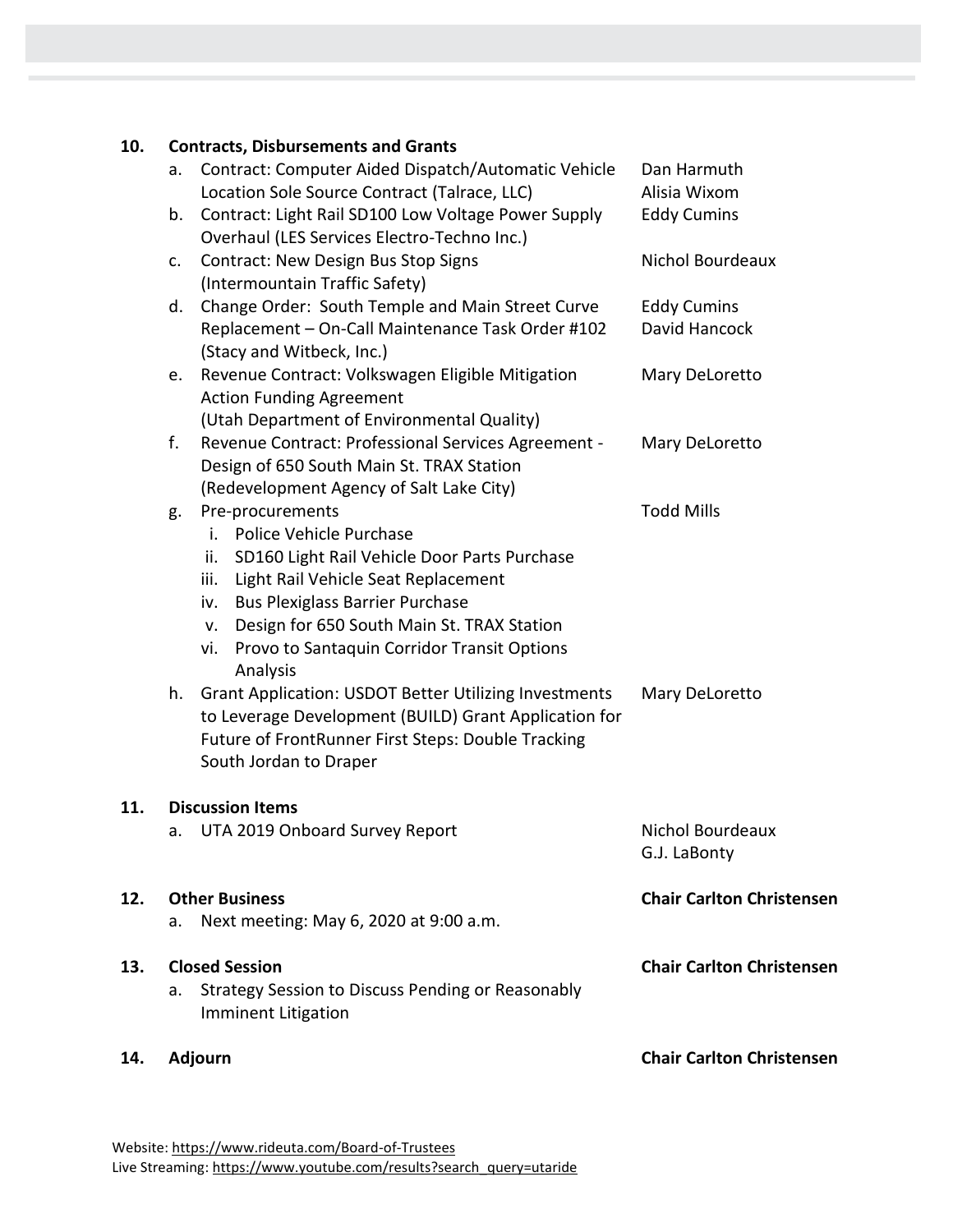| | | |
|---|---|---|
| **10.** | **Contracts, Disbursements and Grants** | |
| | a. Contract: Computer Aided Dispatch/Automatic Vehicle Location Sole Source Contract (Talrace, LLC) | Dan Harmuth<br>Alisia Wixom |
| | b. Contract: Light Rail SD100 Low Voltage Power Supply Overhaul (LES Services Electro-Techno Inc.) | Eddy Cumins |
| | c. Contract: New Design Bus Stop Signs (Intermountain Traffic Safety) | Nichol Bourdeaux |
| | d. Change Order: South Temple and Main Street Curve Replacement – On-Call Maintenance Task Order #102 (Stacy and Witbeck, Inc.) | Eddy Cumins<br>David Hancock |
| | e. Revenue Contract: Volkswagen Eligible Mitigation Action Funding Agreement (Utah Department of Environmental Quality) | Mary DeLoretto |
| | f. Revenue Contract: Professional Services Agreement - Design of 650 South Main St. TRAX Station (Redevelopment Agency of Salt Lake City) | Mary DeLoretto |
| | g. Pre-procurements<br>i. Police Vehicle Purchase<br>ii. SD160 Light Rail Vehicle Door Parts Purchase<br>iii. Light Rail Vehicle Seat Replacement<br>iv. Bus Plexiglass Barrier Purchase<br>v. Design for 650 South Main St. TRAX Station<br>vi. Provo to Santaquin Corridor Transit Options Analysis | Todd Mills |
| | h. Grant Application: USDOT Better Utilizing Investments to Leverage Development (BUILD) Grant Application for Future of FrontRunner First Steps: Double Tracking South Jordan to Draper | Mary DeLoretto |
| **11.** | **Discussion Items** | |
| | a. UTA 2019 Onboard Survey Report | Nichol Bourdeaux<br>G.J. LaBonty |
| **12.** | **Other Business** | **Chair Carlton Christensen** |
| | a. Next meeting: May 6, 2020 at 9:00 a.m. | |
| **13.** | **Closed Session** | **Chair Carlton Christensen** |
| | a. Strategy Session to Discuss Pending or Reasonably Imminent Litigation | |
| **14.** | **Adjourn** | **Chair Carlton Christensen** |

Website: https://www.rideuta.com/Board-of-Trustees
Live Streaming: https://www.youtube.com/results?search_query=utaride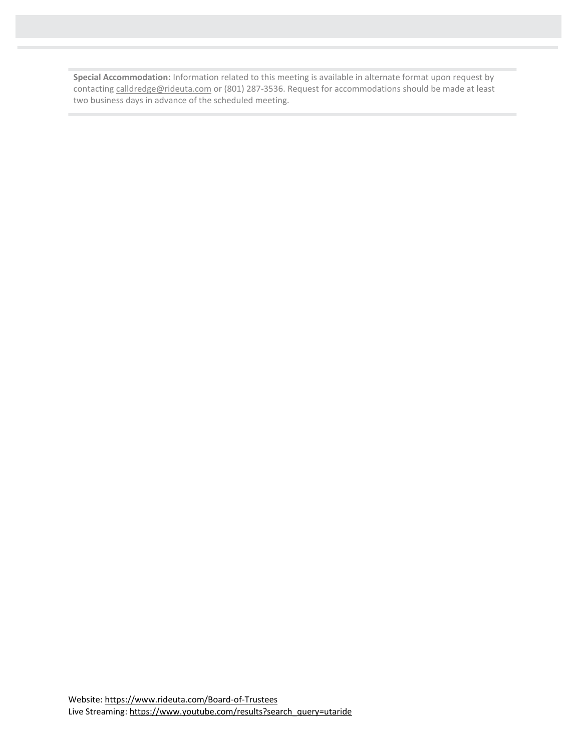**Special Accommodation:** Information related to this meeting is available in alternate format upon request by contacting calldredge@rideuta.com or (801) 287-3536. Request for accommodations should be made at least two business days in advance of the scheduled meeting.

Website: https://www.rideuta.com/Board-of-Trustees
Live Streaming: https://www.youtube.com/results?search_query=utaride